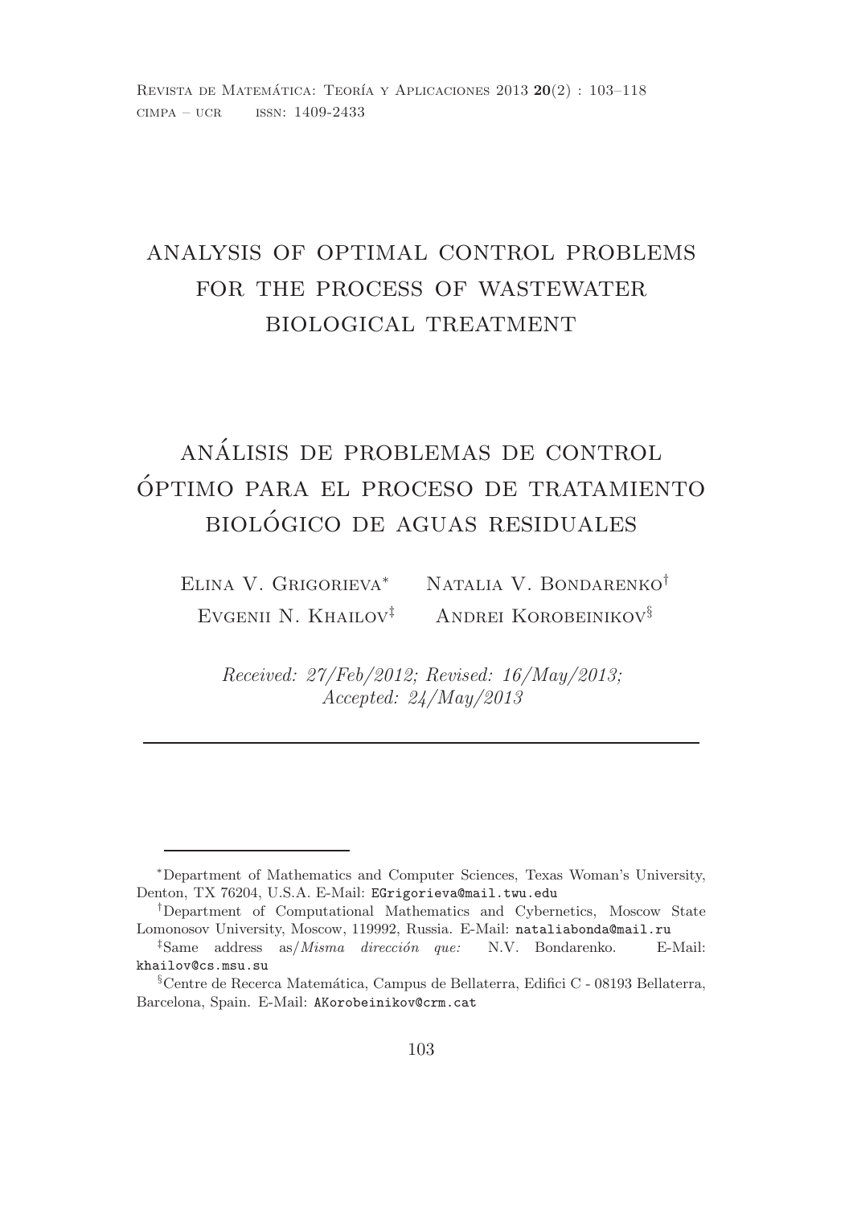# ANALYSIS OF OPTIMAL CONTROL PROBLEMS FOR THE PROCESS OF WASTEWATER BIOLOGICAL TREATMENT

# ANÁLISIS DE PROBLEMAS DE CONTROL ÓPTIMO PARA EL PROCESO DE TRATAMIENTO BIOLÓGICO DE AGUAS RESIDUALES

Elina V. Grigorieva[*] Natalia V. Bondarenko[†]
Evgenii N. Khailov[‡] Andrei Korobeinikov[§]

*Received: 27/Feb/2012; Revised: 16/May/2013; Accepted: 24/May/2013*

---

[*] Department of Mathematics and Computer Sciences, Texas Woman's University, Denton, TX 76204, U.S.A. E-Mail: EGrigorieva@mail.twu.edu

[†] Department of Computational Mathematics and Cybernetics, Moscow State Lomonosov University, Moscow, 119992, Russia. E-Mail: nataliabonda@mail.ru

[‡] Same address as/*Misma dirección que:* N.V. Bondarenko. E-Mail: khailov@cs.msu.su

[§] Centre de Recerca Matemática, Campus de Bellaterra, Edifici C - 08193 Bellaterra, Barcelona, Spain. E-Mail: AKorobeinikov@crm.cat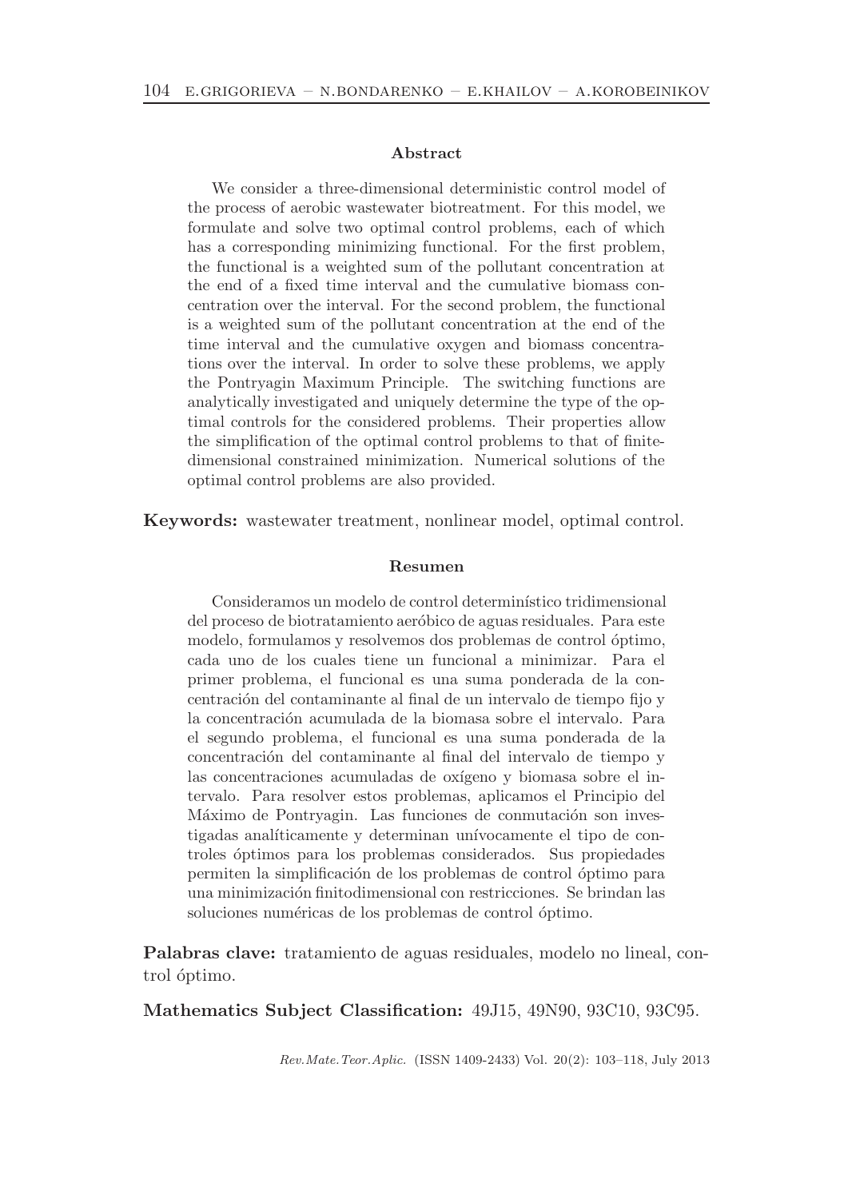## Abstract

We consider a three-dimensional deterministic control model of the process of aerobic wastewater biotreatment. For this model, we formulate and solve two optimal control problems, each of which has a corresponding minimizing functional. For the first problem, the functional is a weighted sum of the pollutant concentration at the end of a fixed time interval and the cumulative biomass concentration over the interval. For the second problem, the functional is a weighted sum of the pollutant concentration at the end of the time interval and the cumulative oxygen and biomass concentrations over the interval. In order to solve these problems, we apply the Pontryagin Maximum Principle. The switching functions are analytically investigated and uniquely determine the type of the optimal controls for the considered problems. Their properties allow the simplification of the optimal control problems to that of finite-dimensional constrained minimization. Numerical solutions of the optimal control problems are also provided.

**Keywords:** wastewater treatment, nonlinear model, optimal control.

## Resumen

Consideramos un modelo de control determinístico tridimensional del proceso de biotratamiento aeróbico de aguas residuales. Para este modelo, formulamos y resolvemos dos problemas de control óptimo, cada uno de los cuales tiene un funcional a minimizar. Para el primer problema, el funcional es una suma ponderada de la concentración del contaminante al final de un intervalo de tiempo fijo y la concentración acumulada de la biomasa sobre el intervalo. Para el segundo problema, el funcional es una suma ponderada de la concentración del contaminante al final del intervalo de tiempo y las concentraciones acumuladas de oxígeno y biomasa sobre el intervalo. Para resolver estos problemas, aplicamos el Principio del Máximo de Pontryagin. Las funciones de conmutación son investigadas analíticamente y determinan unívocamente el tipo de controles óptimos para los problemas considerados. Sus propiedades permiten la simplificación de los problemas de control óptimo para una minimización finitodimensional con restricciones. Se brindan las soluciones numéricas de los problemas de control óptimo.

**Palabras clave:** tratamiento de aguas residuales, modelo no lineal, control óptimo.

**Mathematics Subject Classification:** 49J15, 49N90, 93C10, 93C95.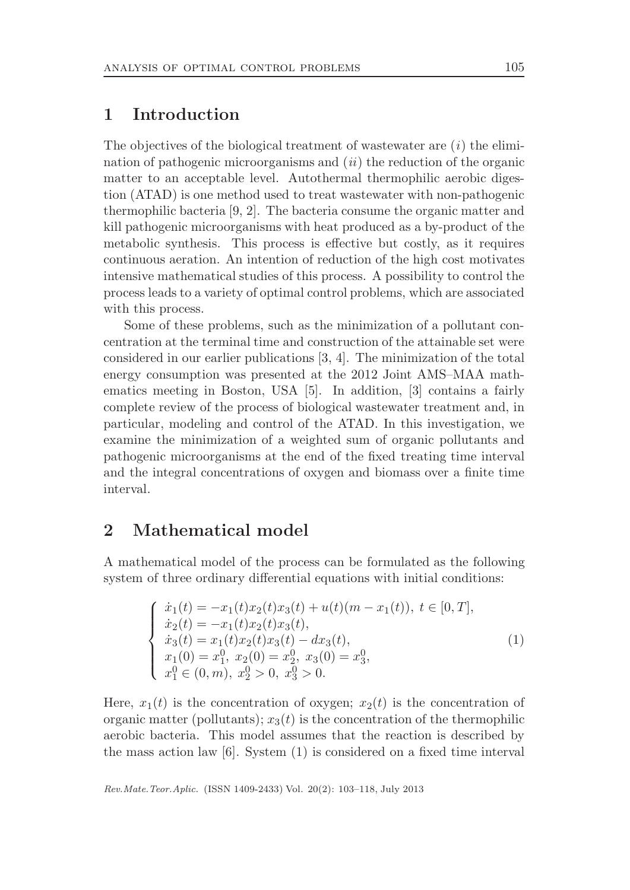## 1 Introduction

The objectives of the biological treatment of wastewater are $(i)$ the elimination of pathogenic microorganisms and $(ii)$ the reduction of the organic matter to an acceptable level. Autothermal thermophilic aerobic digestion (ATAD) is one method used to treat wastewater with non-pathogenic thermophilic bacteria [9, 2]. The bacteria consume the organic matter and kill pathogenic microorganisms with heat produced as a by-product of the metabolic synthesis. This process is effective but costly, as it requires continuous aeration. An intention of reduction of the high cost motivates intensive mathematical studies of this process. A possibility to control the process leads to a variety of optimal control problems, which are associated with this process.

Some of these problems, such as the minimization of a pollutant concentration at the terminal time and construction of the attainable set were considered in our earlier publications [3, 4]. The minimization of the total energy consumption was presented at the 2012 Joint AMS–MAA mathematics meeting in Boston, USA [5]. In addition, [3] contains a fairly complete review of the process of biological wastewater treatment and, in particular, modeling and control of the ATAD. In this investigation, we examine the minimization of a weighted sum of organic pollutants and pathogenic microorganisms at the end of the fixed treating time interval and the integral concentrations of oxygen and biomass over a finite time interval.

## 2 Mathematical model

A mathematical model of the process can be formulated as the following system of three ordinary differential equations with initial conditions:

$$
\begin{cases}
\dot{x}_1(t) = -x_1(t)x_2(t)x_3(t) + u(t)(m - x_1(t)),\ t \in [0, T], \\
\dot{x}_2(t) = -x_1(t)x_2(t)x_3(t), \\
\dot{x}_3(t) = x_1(t)x_2(t)x_3(t) - dx_3(t), \\
x_1(0) = x_1^0,\ x_2(0) = x_2^0,\ x_3(0) = x_3^0, \\
x_1^0 \in (0, m),\ x_2^0 > 0,\ x_3^0 > 0.
\end{cases}
\tag{1}
$$

Here, $x_1(t)$ is the concentration of oxygen; $x_2(t)$ is the concentration of organic matter (pollutants); $x_3(t)$ is the concentration of the thermophilic aerobic bacteria. This model assumes that the reaction is described by the mass action law [6]. System (1) is considered on a fixed time interval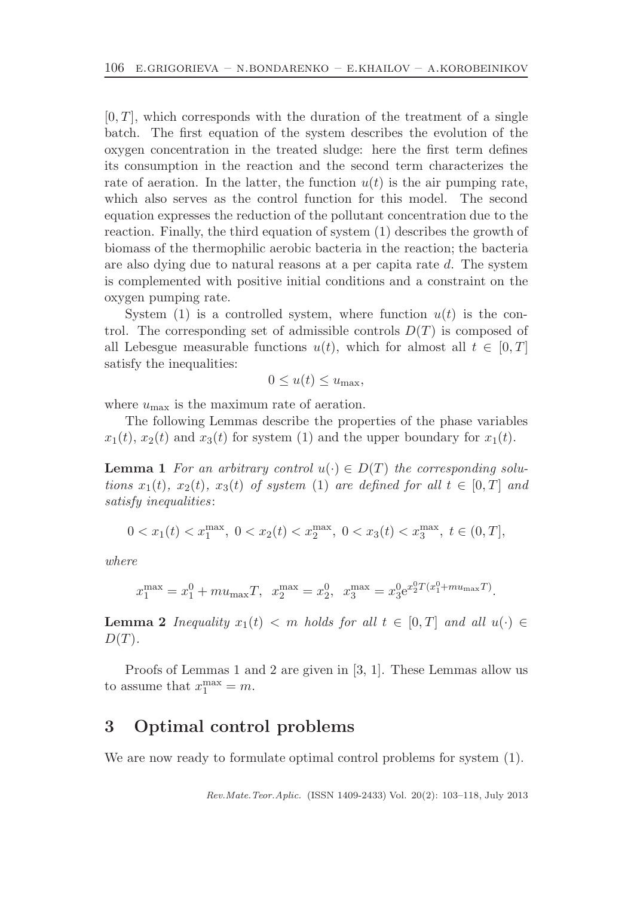$[0, T]$, which corresponds with the duration of the treatment of a single batch. The first equation of the system describes the evolution of the oxygen concentration in the treated sludge: here the first term defines its consumption in the reaction and the second term characterizes the rate of aeration. In the latter, the function $u(t)$ is the air pumping rate, which also serves as the control function for this model. The second equation expresses the reduction of the pollutant concentration due to the reaction. Finally, the third equation of system (1) describes the growth of biomass of the thermophilic aerobic bacteria in the reaction; the bacteria are also dying due to natural reasons at a per capita rate $d$. The system is complemented with positive initial conditions and a constraint on the oxygen pumping rate.

System (1) is a controlled system, where function $u(t)$ is the control. The corresponding set of admissible controls $D(T)$ is composed of all Lebesgue measurable functions $u(t)$, which for almost all $t \in [0, T]$ satisfy the inequalities:

$$0 \leq u(t) \leq u_{\max},$$

where $u_{\max}$ is the maximum rate of aeration.

The following Lemmas describe the properties of the phase variables $x_1(t)$, $x_2(t)$ and $x_3(t)$ for system (1) and the upper boundary for $x_1(t)$.

**Lemma 1** *For an arbitrary control $u(\cdot) \in D(T)$ the corresponding solutions $x_1(t)$, $x_2(t)$, $x_3(t)$ of system (1) are defined for all $t \in [0, T]$ and satisfy inequalities*:

$$0 < x_1(t) < x_1^{\max},\ 0 < x_2(t) < x_2^{\max},\ 0 < x_3(t) < x_3^{\max},\ t \in (0, T],$$

*where*

$$x_1^{\max} = x_1^0 + m u_{\max} T, \;\; x_2^{\max} = x_2^0, \;\; x_3^{\max} = x_3^0 e^{x_2^0 T (x_1^0 + m u_{\max} T)}.$$

**Lemma 2** *Inequality $x_1(t) < m$ holds for all $t \in [0, T]$ and all $u(\cdot) \in D(T)$.*

Proofs of Lemmas 1 and 2 are given in [3, 1]. These Lemmas allow us to assume that $x_1^{\max} = m$.

## 3 Optimal control problems

We are now ready to formulate optimal control problems for system (1).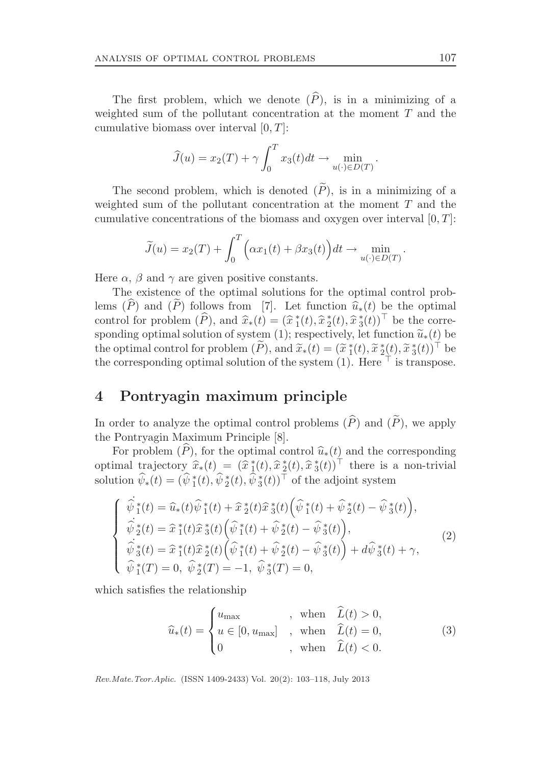The first problem, which we denote $(\widehat{P})$, is in a minimizing of a weighted sum of the pollutant concentration at the moment $T$ and the cumulative biomass over interval $[0, T]$:

$$\widehat{J}(u) = x_2(T) + \gamma \int_0^T x_3(t)dt \to \min_{u(\cdot)\in D(T)}.$$

The second problem, which is denoted $(\widetilde{P})$, is in a minimizing of a weighted sum of the pollutant concentration at the moment $T$ and the cumulative concentrations of the biomass and oxygen over interval $[0, T]$:

$$\widetilde{J}(u) = x_2(T) + \int_0^T \Big(\alpha x_1(t) + \beta x_3(t)\Big)dt \to \min_{u(\cdot)\in D(T)}.$$

Here $\alpha$, $\beta$ and $\gamma$ are given positive constants.

The existence of the optimal solutions for the optimal control problems $(\widehat{P})$ and $(\widetilde{P})$ follows from [7]. Let function $\widehat{u}_*(t)$ be the optimal control for problem $(\widehat{P})$, and $\widehat{x}_*(t) = (\widehat{x}_1^*(t), \widehat{x}_2^*(t), \widehat{x}_3^*(t))^\top$ be the corresponding optimal solution of system (1); respectively, let function $\widetilde{u}_*(t)$ be the optimal control for problem $(\widetilde{P})$, and $\widetilde{x}_*(t) = (\widetilde{x}_1^*(t), \widetilde{x}_2^*(t), \widetilde{x}_3^*(t))^\top$ be the corresponding optimal solution of the system (1). Here $^\top$ is transpose.

## 4 Pontryagin maximum principle

In order to analyze the optimal control problems $(\widehat{P})$ and $(\widetilde{P})$, we apply the Pontryagin Maximum Principle [8].

For problem $(\widehat{P})$, for the optimal control $\widehat{u}_*(t)$ and the corresponding optimal trajectory $\widehat{x}_*(t) = (\widehat{x}_1^*(t), \widehat{x}_2^*(t), \widehat{x}_3^*(t))^\top$ there is a non-trivial solution $\widehat{\psi}_*(t) = (\widehat{\psi}_1^*(t), \widehat{\psi}_2^*(t), \widehat{\psi}_3^*(t))^\top$ of the adjoint system

$$\begin{cases} \dot{\widehat{\psi}}_1^*(t) = \widehat{u}_*(t)\widehat{\psi}_1^*(t) + \widehat{x}_2^*(t)\widehat{x}_3^*(t)\Big(\widehat{\psi}_1^*(t) + \widehat{\psi}_2^*(t) - \widehat{\psi}_3^*(t)\Big), \\ \dot{\widehat{\psi}}_2^*(t) = \widehat{x}_1^*(t)\widehat{x}_3^*(t)\Big(\widehat{\psi}_1^*(t) + \widehat{\psi}_2^*(t) - \widehat{\psi}_3^*(t)\Big), \\ \dot{\widehat{\psi}}_3^*(t) = \widehat{x}_1^*(t)\widehat{x}_2^*(t)\Big(\widehat{\psi}_1^*(t) + \widehat{\psi}_2^*(t) - \widehat{\psi}_3^*(t)\Big) + d\widehat{\psi}_3^*(t) + \gamma, \\ \widehat{\psi}_1^*(T) = 0,\ \widehat{\psi}_2^*(T) = -1,\ \widehat{\psi}_3^*(T) = 0, \end{cases} \tag{2}$$

which satisfies the relationship

$$\widehat{u}_*(t) = \begin{cases} u_{\max} & ,\ \text{when} \quad \widehat{L}(t) > 0, \\ u \in [0, u_{\max}] & ,\ \text{when} \quad \widehat{L}(t) = 0, \\ 0 & ,\ \text{when} \quad \widehat{L}(t) < 0. \end{cases} \tag{3}$$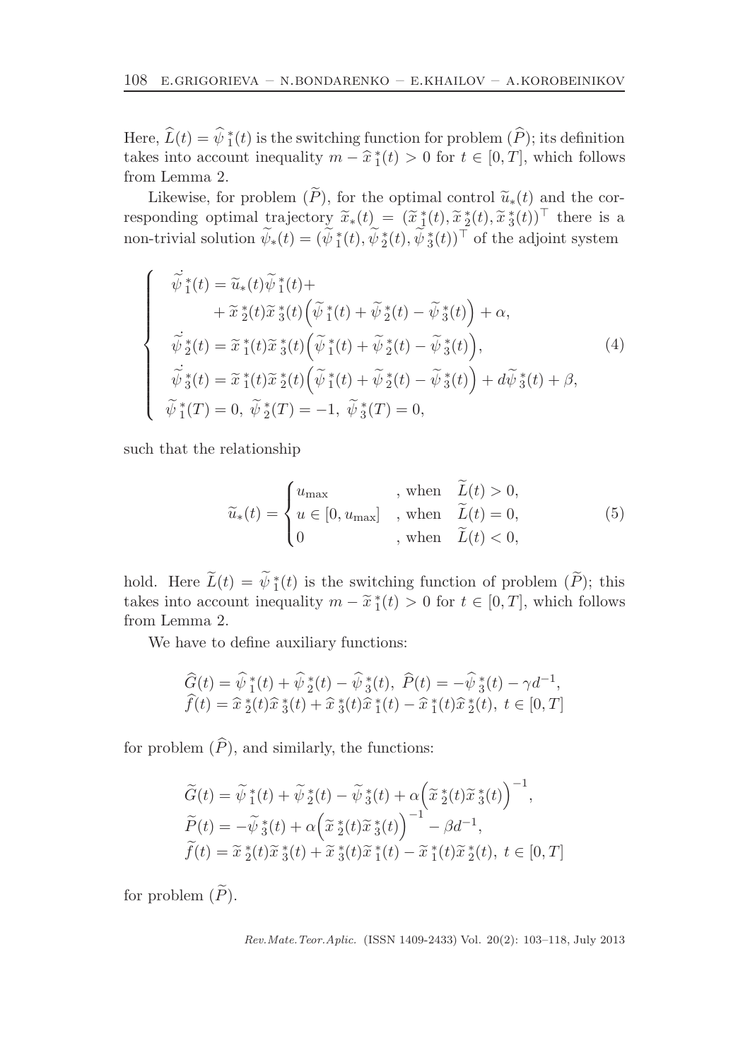Here, $\widehat{L}(t) = \widehat{\psi}_1^*(t)$ is the switching function for problem $(\widehat{P})$; its definition takes into account inequality $m - \widehat{x}_1^*(t) > 0$ for $t \in [0, T]$, which follows from Lemma 2.

Likewise, for problem $(\widetilde{P})$, for the optimal control $\widetilde{u}_*(t)$ and the corresponding optimal trajectory $\widetilde{x}_*(t) = (\widetilde{x}_1^*(t), \widetilde{x}_2^*(t), \widetilde{x}_3^*(t))^\top$ there is a non-trivial solution $\widetilde{\psi}_*(t) = (\widetilde{\psi}_1^*(t), \widetilde{\psi}_2^*(t), \widetilde{\psi}_3^*(t))^\top$ of the adjoint system

$$
\begin{cases}
\dot{\widetilde{\psi}}_1^*(t) = \widetilde{u}_*(t)\widetilde{\psi}_1^*(t) + \\
\qquad\quad + \widetilde{x}_2^*(t)\widetilde{x}_3^*(t)\Big(\widetilde{\psi}_1^*(t) + \widetilde{\psi}_2^*(t) - \widetilde{\psi}_3^*(t)\Big) + \alpha, \\
\dot{\widetilde{\psi}}_2^*(t) = \widetilde{x}_1^*(t)\widetilde{x}_3^*(t)\Big(\widetilde{\psi}_1^*(t) + \widetilde{\psi}_2^*(t) - \widetilde{\psi}_3^*(t)\Big), \\
\dot{\widetilde{\psi}}_3^*(t) = \widetilde{x}_1^*(t)\widetilde{x}_2^*(t)\Big(\widetilde{\psi}_1^*(t) + \widetilde{\psi}_2^*(t) - \widetilde{\psi}_3^*(t)\Big) + d\widetilde{\psi}_3^*(t) + \beta, \\
\widetilde{\psi}_1^*(T) = 0, \ \widetilde{\psi}_2^*(T) = -1, \ \widetilde{\psi}_3^*(T) = 0,
\end{cases}
\tag{4}
$$

such that the relationship

$$
\widetilde{u}_*(t) = \begin{cases}
u_{\max} & , \text{ when } \quad \widetilde{L}(t) > 0, \\
u \in [0, u_{\max}] & , \text{ when } \quad \widetilde{L}(t) = 0, \\
0 & , \text{ when } \quad \widetilde{L}(t) < 0,
\end{cases}
\tag{5}
$$

hold. Here $\widetilde{L}(t) = \widetilde{\psi}_1^*(t)$ is the switching function of problem $(\widetilde{P})$; this takes into account inequality $m - \widetilde{x}_1^*(t) > 0$ for $t \in [0, T]$, which follows from Lemma 2.

We have to define auxiliary functions:

$$
\begin{aligned}
&\widehat{G}(t) = \widehat{\psi}_1^*(t) + \widehat{\psi}_2^*(t) - \widehat{\psi}_3^*(t), \ \widehat{P}(t) = -\widehat{\psi}_3^*(t) - \gamma d^{-1}, \\
&\widehat{f}(t) = \widehat{x}_2^*(t)\widehat{x}_3^*(t) + \widehat{x}_3^*(t)\widehat{x}_1^*(t) - \widehat{x}_1^*(t)\widehat{x}_2^*(t), \ t \in [0, T]
\end{aligned}
$$

for problem $(\widehat{P})$, and similarly, the functions:

$$
\begin{aligned}
&\widetilde{G}(t) = \widetilde{\psi}_1^*(t) + \widetilde{\psi}_2^*(t) - \widetilde{\psi}_3^*(t) + \alpha\Big(\widetilde{x}_2^*(t)\widetilde{x}_3^*(t)\Big)^{-1}, \\
&\widetilde{P}(t) = -\widetilde{\psi}_3^*(t) + \alpha\Big(\widetilde{x}_2^*(t)\widetilde{x}_3^*(t)\Big)^{-1} - \beta d^{-1}, \\
&\widetilde{f}(t) = \widetilde{x}_2^*(t)\widetilde{x}_3^*(t) + \widetilde{x}_3^*(t)\widetilde{x}_1^*(t) - \widetilde{x}_1^*(t)\widetilde{x}_2^*(t), \ t \in [0, T]
\end{aligned}
$$

for problem $(\widetilde{P})$.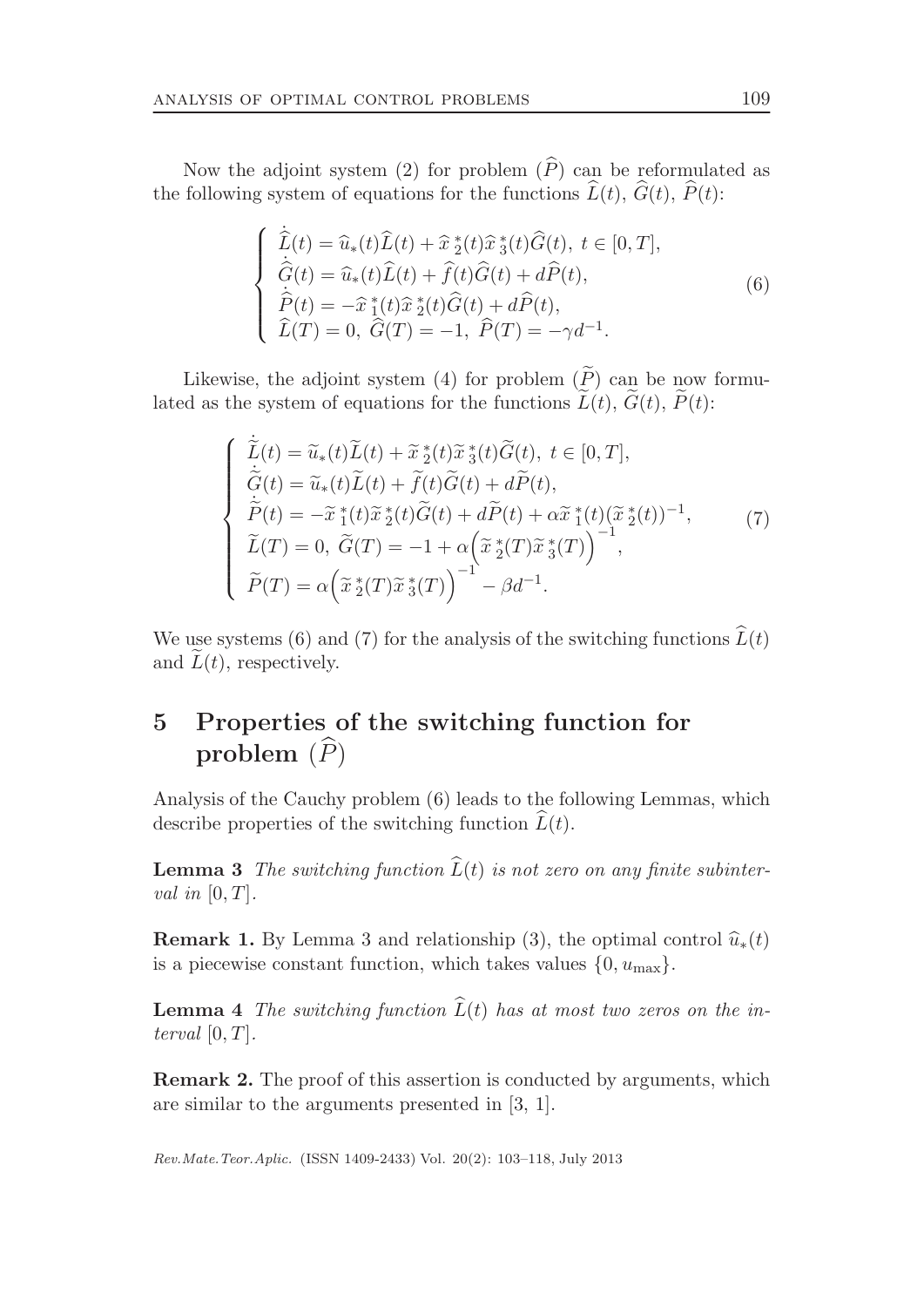Now the adjoint system (2) for problem $(\widehat{P})$ can be reformulated as the following system of equations for the functions $\widehat{L}(t)$, $\widehat{G}(t)$, $\widehat{P}(t)$:

$$\left\{\begin{array}{l} \dot{\widehat{L}}(t) = \widehat{u}_*(t)\widehat{L}(t) + \widehat{x}_2^*(t)\widehat{x}_3^*(t)\widehat{G}(t),\ t \in [0,T], \\ \dot{\widehat{G}}(t) = \widehat{u}_*(t)\widehat{L}(t) + \widehat{f}(t)\widehat{G}(t) + d\widehat{P}(t), \\ \dot{\widehat{P}}(t) = -\widehat{x}_1^*(t)\widehat{x}_2^*(t)\widehat{G}(t) + d\widehat{P}(t), \\ \widehat{L}(T) = 0,\ \widehat{G}(T) = -1,\ \widehat{P}(T) = -\gamma d^{-1}. \end{array}\right. \tag{6}$$

Likewise, the adjoint system (4) for problem $(\widetilde{P})$ can be now formulated as the system of equations for the functions $\widetilde{L}(t)$, $\widetilde{G}(t)$, $\widetilde{P}(t)$:

$$\left\{\begin{array}{l} \dot{\widetilde{L}}(t) = \widetilde{u}_*(t)\widetilde{L}(t) + \widetilde{x}_2^*(t)\widetilde{x}_3^*(t)\widetilde{G}(t),\ t \in [0,T], \\ \dot{\widetilde{G}}(t) = \widetilde{u}_*(t)\widetilde{L}(t) + \widetilde{f}(t)\widetilde{G}(t) + d\widetilde{P}(t), \\ \dot{\widetilde{P}}(t) = -\widetilde{x}_1^*(t)\widetilde{x}_2^*(t)\widetilde{G}(t) + d\widetilde{P}(t) + \alpha\widetilde{x}_1^*(t)(\widetilde{x}_2^*(t))^{-1}, \\ \widetilde{L}(T) = 0,\ \widetilde{G}(T) = -1 + \alpha\Big(\widetilde{x}_2^*(T)\widetilde{x}_3^*(T)\Big)^{-1}, \\ \widetilde{P}(T) = \alpha\Big(\widetilde{x}_2^*(T)\widetilde{x}_3^*(T)\Big)^{-1} - \beta d^{-1}. \end{array}\right. \tag{7}$$

We use systems (6) and (7) for the analysis of the switching functions $\widehat{L}(t)$ and $\widetilde{L}(t)$, respectively.

# 5 Properties of the switching function for problem $(\widehat{P})$

Analysis of the Cauchy problem (6) leads to the following Lemmas, which describe properties of the switching function $\widehat{L}(t)$.

**Lemma 3** *The switching function $\widehat{L}(t)$ is not zero on any finite subinterval in $[0,T]$.*

**Remark 1.** By Lemma 3 and relationship (3), the optimal control $\widehat{u}_*(t)$ is a piecewise constant function, which takes values $\{0, u_{\max}\}$.

**Lemma 4** *The switching function $\widehat{L}(t)$ has at most two zeros on the interval $[0,T]$.*

**Remark 2.** The proof of this assertion is conducted by arguments, which are similar to the arguments presented in [3, 1].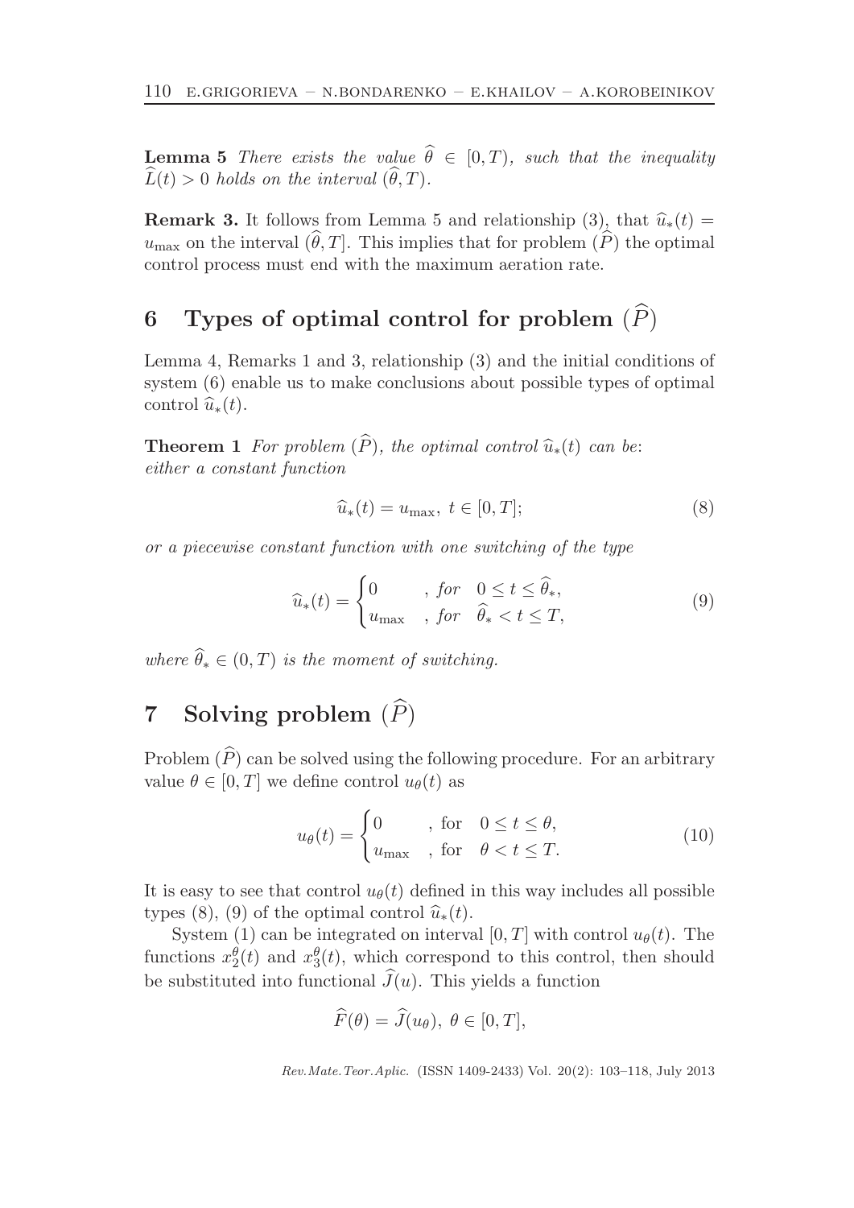**Lemma 5** *There exists the value $\widehat{\theta} \in [0, T)$, such that the inequality $\widehat{L}(t) > 0$ holds on the interval $(\widehat{\theta}, T)$.*

**Remark 3.** It follows from Lemma 5 and relationship (3), that $\widehat{u}_*(t) = u_{\max}$ on the interval $(\widehat{\theta}, T]$. This implies that for problem $(\widehat{P})$ the optimal control process must end with the maximum aeration rate.

# 6 Types of optimal control for problem $(\widehat{P})$

Lemma 4, Remarks 1 and 3, relationship (3) and the initial conditions of system (6) enable us to make conclusions about possible types of optimal control $\widehat{u}_*(t)$.

**Theorem 1** *For problem $(\widehat{P})$, the optimal control $\widehat{u}_*(t)$ can be: either a constant function*

$$\widehat{u}_*(t) = u_{\max}, \; t \in [0, T]; \tag{8}$$

*or a piecewise constant function with one switching of the type*

$$\widehat{u}_*(t) = \begin{cases} 0 & , \; for \quad 0 \le t \le \widehat{\theta}_*, \\ u_{\max} & , \; for \quad \widehat{\theta}_* < t \le T, \end{cases} \tag{9}$$

*where $\widehat{\theta}_* \in (0, T)$ is the moment of switching.*

# 7 Solving problem $(\widehat{P})$

Problem $(\widehat{P})$ can be solved using the following procedure. For an arbitrary value $\theta \in [0, T]$ we define control $u_\theta(t)$ as

$$u_\theta(t) = \begin{cases} 0 & , \; \text{for} \quad 0 \le t \le \theta, \\ u_{\max} & , \; \text{for} \quad \theta < t \le T. \end{cases} \tag{10}$$

It is easy to see that control $u_\theta(t)$ defined in this way includes all possible types (8), (9) of the optimal control $\widehat{u}_*(t)$.

System (1) can be integrated on interval $[0, T]$ with control $u_\theta(t)$. The functions $x_2^\theta(t)$ and $x_3^\theta(t)$, which correspond to this control, then should be substituted into functional $\widehat{J}(u)$. This yields a function

$$\widehat{F}(\theta) = \widehat{J}(u_\theta), \; \theta \in [0, T],$$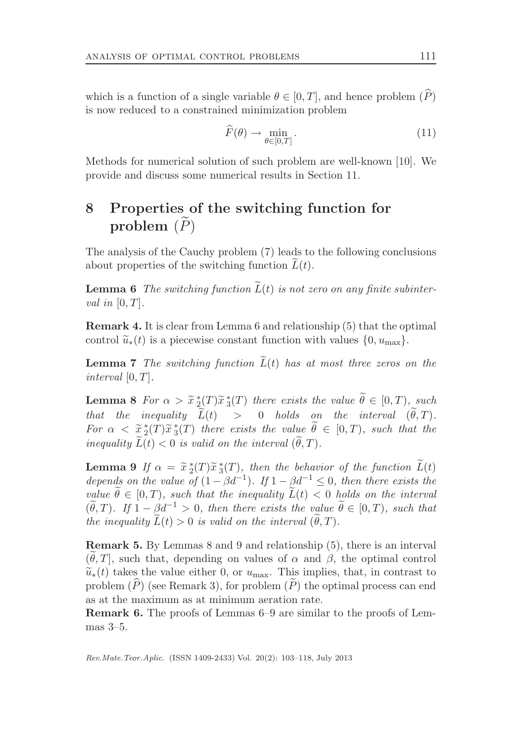which is a function of a single variable $\theta \in [0,T]$, and hence problem $(\widehat{P})$ is now reduced to a constrained minimization problem

$$\widehat{F}(\theta) \to \min_{\theta \in [0,T]}. \tag{11}$$

Methods for numerical solution of such problem are well-known [10]. We provide and discuss some numerical results in Section 11.

# 8 Properties of the switching function for problem $(\widetilde{P})$

The analysis of the Cauchy problem (7) leads to the following conclusions about properties of the switching function $\widetilde{L}(t)$.

**Lemma 6** *The switching function $\widetilde{L}(t)$ is not zero on any finite subinterval in $[0,T]$.*

**Remark 4.** It is clear from Lemma 6 and relationship (5) that the optimal control $\widetilde{u}_*(t)$ is a piecewise constant function with values $\{0, u_{\max}\}$.

**Lemma 7** *The switching function $\widetilde{L}(t)$ has at most three zeros on the interval $[0,T]$.*

**Lemma 8** *For $\alpha > \widetilde{x}_2^{\,*}(T)\widetilde{x}_3^{\,*}(T)$ there exists the value $\widetilde{\theta} \in [0,T)$, such that the inequality $\widetilde{L}(t) > 0$ holds on the interval $(\widetilde{\theta},T)$. For $\alpha < \widetilde{x}_2^{\,*}(T)\widetilde{x}_3^{\,*}(T)$ there exists the value $\widetilde{\theta} \in [0,T)$, such that the inequality $\widetilde{L}(t) < 0$ is valid on the interval $(\widetilde{\theta},T)$.*

**Lemma 9** *If $\alpha = \widetilde{x}_2^{\,*}(T)\widetilde{x}_3^{\,*}(T)$, then the behavior of the function $\widetilde{L}(t)$ depends on the value of $(1 - \beta d^{-1})$. If $1 - \beta d^{-1} \leq 0$, then there exists the value $\widetilde{\theta} \in [0,T)$, such that the inequality $\widetilde{L}(t) < 0$ holds on the interval $(\widetilde{\theta},T)$. If $1 - \beta d^{-1} > 0$, then there exists the value $\widetilde{\theta} \in [0,T)$, such that the inequality $\widetilde{L}(t) > 0$ is valid on the interval $(\widetilde{\theta},T)$.*

**Remark 5.** By Lemmas 8 and 9 and relationship (5), there is an interval $(\widetilde{\theta},T]$, such that, depending on values of $\alpha$ and $\beta$, the optimal control $\widetilde{u}_*(t)$ takes the value either 0, or $u_{\max}$. This implies, that, in contrast to problem $(\widehat{P})$ (see Remark 3), for problem $(\widetilde{P})$ the optimal process can end as at the maximum as at minimum aeration rate.

**Remark 6.** The proofs of Lemmas 6–9 are similar to the proofs of Lemmas 3–5.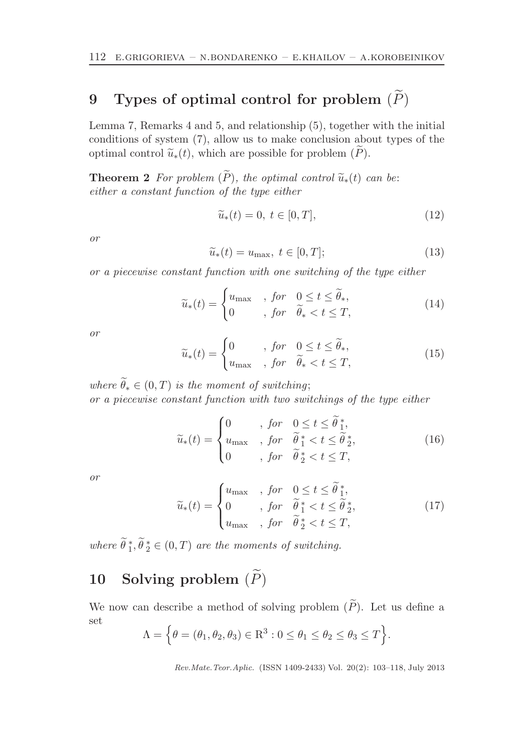## 9 Types of optimal control for problem $(\widetilde{P})$

Lemma 7, Remarks 4 and 5, and relationship (5), together with the initial conditions of system (7), allow us to make conclusion about types of the optimal control $\widetilde{u}_*(t)$, which are possible for problem $(\widetilde{P})$.

**Theorem 2** *For problem $(\widetilde{P})$, the optimal control $\widetilde{u}_*(t)$ can be: either a constant function of the type either*

$$\widetilde{u}_*(t) = 0, \ t \in [0, T], \tag{12}$$

*or*

$$\widetilde{u}_*(t) = u_{\max}, \ t \in [0, T]; \tag{13}$$

*or a piecewise constant function with one switching of the type either*

$$\widetilde{u}_*(t) = \begin{cases} u_{\max} & , \ for \quad 0 \leq t \leq \widetilde{\theta}_*, \\ 0 & , \ for \quad \widetilde{\theta}_* < t \leq T, \end{cases} \tag{14}$$

*or*

$$\widetilde{u}_*(t) = \begin{cases} 0 & , \ for \quad 0 \leq t \leq \widetilde{\theta}_*, \\ u_{\max} & , \ for \quad \widetilde{\theta}_* < t \leq T, \end{cases} \tag{15}$$

*where $\widetilde{\theta}_* \in (0, T)$ is the moment of switching;*
*or a piecewise constant function with two switchings of the type either*

$$\widetilde{u}_*(t) = \begin{cases} 0 & , \ for \quad 0 \leq t \leq \widetilde{\theta}_1^*, \\ u_{\max} & , \ for \quad \widetilde{\theta}_1^* < t \leq \widetilde{\theta}_2^*, \\ 0 & , \ for \quad \widetilde{\theta}_2^* < t \leq T, \end{cases} \tag{16}$$

*or*

$$\widetilde{u}_*(t) = \begin{cases} u_{\max} & , \ for \quad 0 \leq t \leq \widetilde{\theta}_1^*, \\ 0 & , \ for \quad \widetilde{\theta}_1^* < t \leq \widetilde{\theta}_2^*, \\ u_{\max} & , \ for \quad \widetilde{\theta}_2^* < t \leq T, \end{cases} \tag{17}$$

*where $\widetilde{\theta}_1^*, \widetilde{\theta}_2^* \in (0, T)$ are the moments of switching.*

## 10 Solving problem $(\widetilde{P})$

We now can describe a method of solving problem $(\widetilde{P})$. Let us define a set

$$\Lambda = \Big\{ \theta = (\theta_1, \theta_2, \theta_3) \in \mathrm{R}^3 : 0 \leq \theta_1 \leq \theta_2 \leq \theta_3 \leq T \Big\}.$$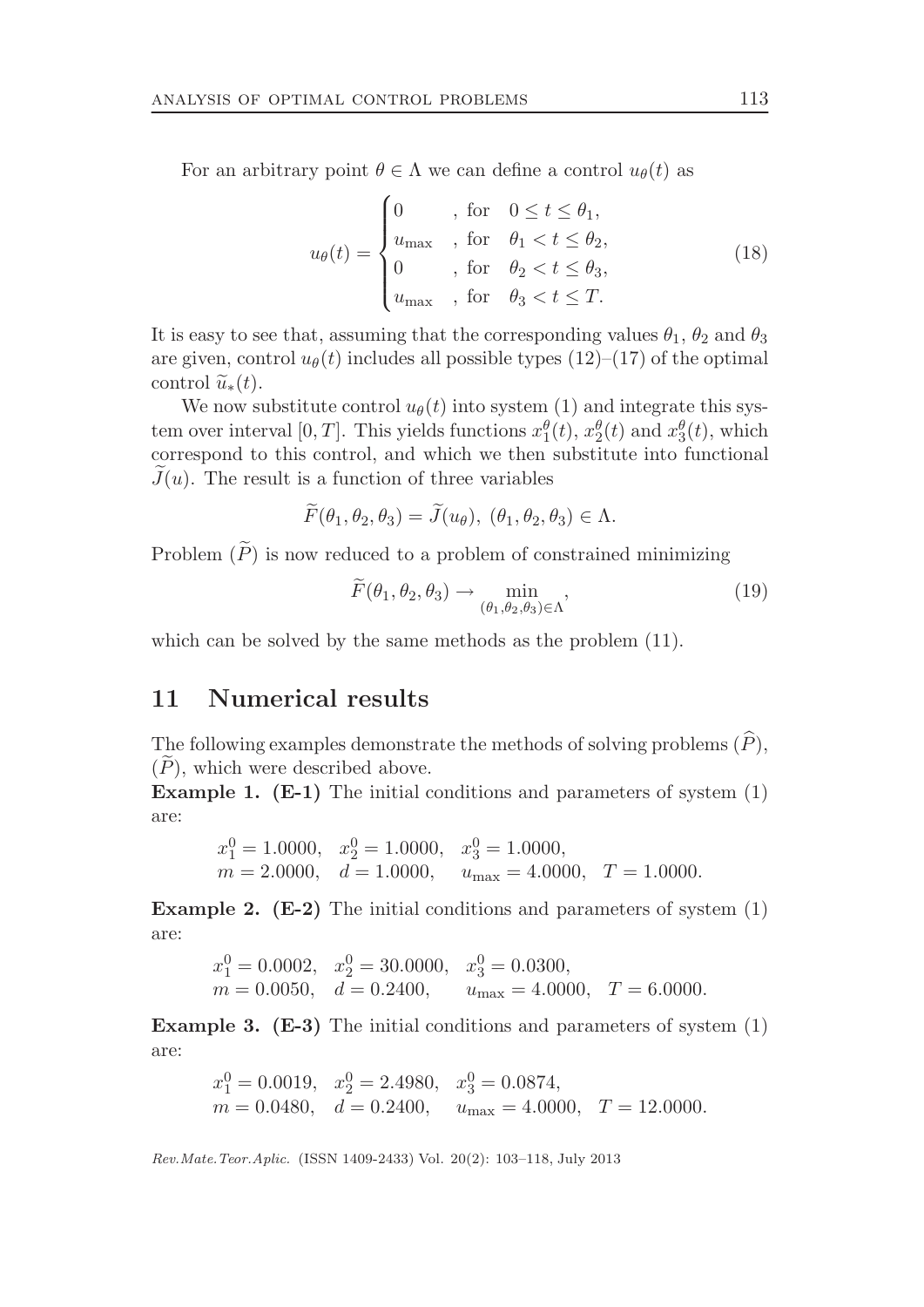For an arbitrary point $\theta \in \Lambda$ we can define a control $u_\theta(t)$ as

$$u_\theta(t) = \begin{cases} 0 & \text{, for} \quad 0 \le t \le \theta_1, \\ u_{\max} & \text{, for} \quad \theta_1 < t \le \theta_2, \\ 0 & \text{, for} \quad \theta_2 < t \le \theta_3, \\ u_{\max} & \text{, for} \quad \theta_3 < t \le T. \end{cases} \tag{18}$$

It is easy to see that, assuming that the corresponding values $\theta_1$, $\theta_2$ and $\theta_3$ are given, control $u_\theta(t)$ includes all possible types (12)–(17) of the optimal control $\widetilde{u}_*(t)$.

We now substitute control $u_\theta(t)$ into system (1) and integrate this system over interval $[0, T]$. This yields functions $x_1^\theta(t)$, $x_2^\theta(t)$ and $x_3^\theta(t)$, which correspond to this control, and which we then substitute into functional $\widetilde{J}(u)$. The result is a function of three variables

$$\widetilde{F}(\theta_1, \theta_2, \theta_3) = \widetilde{J}(u_\theta), \ (\theta_1, \theta_2, \theta_3) \in \Lambda.$$

Problem $(\widetilde{P})$ is now reduced to a problem of constrained minimizing

$$\widetilde{F}(\theta_1, \theta_2, \theta_3) \to \min_{(\theta_1, \theta_2, \theta_3) \in \Lambda}, \tag{19}$$

which can be solved by the same methods as the problem (11).

## 11 Numerical results

The following examples demonstrate the methods of solving problems $(\widehat{P})$, $(\widetilde{P})$, which were described above.

**Example 1. (E-1)** The initial conditions and parameters of system (1) are:

$$x_1^0 = 1.0000, \quad x_2^0 = 1.0000, \quad x_3^0 = 1.0000,$$
$$m = 2.0000, \quad d = 1.0000, \quad u_{\max} = 4.0000, \quad T = 1.0000.$$

**Example 2. (E-2)** The initial conditions and parameters of system (1) are:

$$x_1^0 = 0.0002, \quad x_2^0 = 30.0000, \quad x_3^0 = 0.0300,$$
$$m = 0.0050, \quad d = 0.2400, \quad u_{\max} = 4.0000, \quad T = 6.0000.$$

**Example 3. (E-3)** The initial conditions and parameters of system (1) are:

$$x_1^0 = 0.0019, \quad x_2^0 = 2.4980, \quad x_3^0 = 0.0874,$$
$$m = 0.0480, \quad d = 0.2400, \quad u_{\max} = 4.0000, \quad T = 12.0000.$$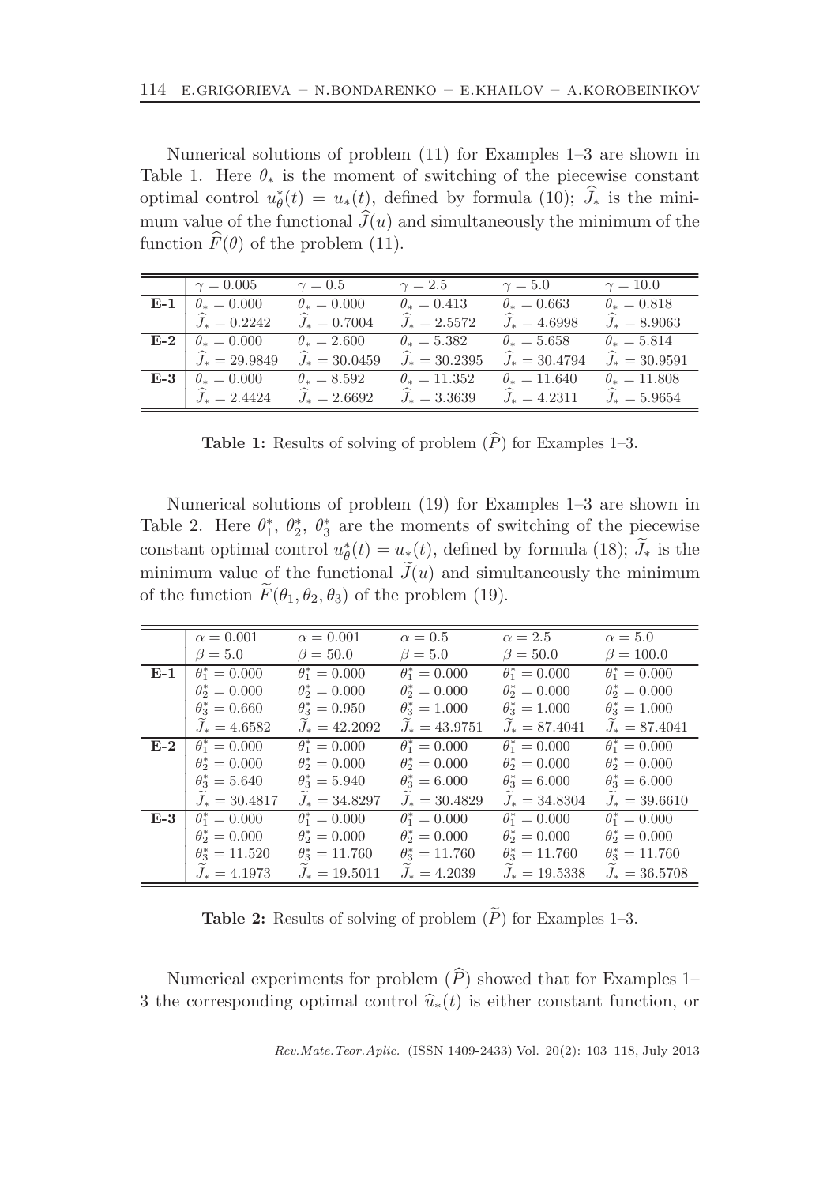Numerical solutions of problem (11) for Examples 1–3 are shown in Table 1. Here $\theta_*$ is the moment of switching of the piecewise constant optimal control $u_\theta^*(t) = u_*(t)$, defined by formula (10); $\widehat{J}_*$ is the minimum value of the functional $\widehat{J}(u)$ and simultaneously the minimum of the function $\widehat{F}(\theta)$ of the problem (11).

| | $\gamma = 0.005$ | $\gamma = 0.5$ | $\gamma = 2.5$ | $\gamma = 5.0$ | $\gamma = 10.0$ |
|---|---|---|---|---|---|
| **E-1** | $\theta_* = 0.000$ | $\theta_* = 0.000$ | $\theta_* = 0.413$ | $\theta_* = 0.663$ | $\theta_* = 0.818$ |
| | $\widehat{J}_* = 0.2242$ | $\widehat{J}_* = 0.7004$ | $\widehat{J}_* = 2.5572$ | $\widehat{J}_* = 4.6998$ | $\widehat{J}_* = 8.9063$ |
| **E-2** | $\theta_* = 0.000$ | $\theta_* = 2.600$ | $\theta_* = 5.382$ | $\theta_* = 5.658$ | $\theta_* = 5.814$ |
| | $\widehat{J}_* = 29.9849$ | $\widehat{J}_* = 30.0459$ | $\widehat{J}_* = 30.2395$ | $\widehat{J}_* = 30.4794$ | $\widehat{J}_* = 30.9591$ |
| **E-3** | $\theta_* = 0.000$ | $\theta_* = 8.592$ | $\theta_* = 11.352$ | $\theta_* = 11.640$ | $\theta_* = 11.808$ |
| | $\widehat{J}_* = 2.4424$ | $\widehat{J}_* = 2.6692$ | $\widehat{J}_* = 3.3639$ | $\widehat{J}_* = 4.2311$ | $\widehat{J}_* = 5.9654$ |

**Table 1:** Results of solving of problem $(\widehat{P})$ for Examples 1–3.

Numerical solutions of problem (19) for Examples 1–3 are shown in Table 2. Here $\theta_1^*$, $\theta_2^*$, $\theta_3^*$ are the moments of switching of the piecewise constant optimal control $u_\theta^*(t) = u_*(t)$, defined by formula (18); $\widetilde{J}_*$ is the minimum value of the functional $\widetilde{J}(u)$ and simultaneously the minimum of the function $\widetilde{F}(\theta_1, \theta_2, \theta_3)$ of the problem (19).

| | $\alpha = 0.001$ | $\alpha = 0.001$ | $\alpha = 0.5$ | $\alpha = 2.5$ | $\alpha = 5.0$ |
|---|---|---|---|---|---|
| | $\beta = 5.0$ | $\beta = 50.0$ | $\beta = 5.0$ | $\beta = 50.0$ | $\beta = 100.0$ |
| **E-1** | $\theta_1^* = 0.000$ | $\theta_1^* = 0.000$ | $\theta_1^* = 0.000$ | $\theta_1^* = 0.000$ | $\theta_1^* = 0.000$ |
| | $\theta_2^* = 0.000$ | $\theta_2^* = 0.000$ | $\theta_2^* = 0.000$ | $\theta_2^* = 0.000$ | $\theta_2^* = 0.000$ |
| | $\theta_3^* = 0.660$ | $\theta_3^* = 0.950$ | $\theta_3^* = 1.000$ | $\theta_3^* = 1.000$ | $\theta_3^* = 1.000$ |
| | $\widetilde{J}_* = 4.6582$ | $\widetilde{J}_* = 42.2092$ | $\widetilde{J}_* = 43.9751$ | $\widetilde{J}_* = 87.4041$ | $\widetilde{J}_* = 87.4041$ |
| **E-2** | $\theta_1^* = 0.000$ | $\theta_1^* = 0.000$ | $\theta_1^* = 0.000$ | $\theta_1^* = 0.000$ | $\theta_1^* = 0.000$ |
| | $\theta_2^* = 0.000$ | $\theta_2^* = 0.000$ | $\theta_2^* = 0.000$ | $\theta_2^* = 0.000$ | $\theta_2^* = 0.000$ |
| | $\theta_3^* = 5.640$ | $\theta_3^* = 5.940$ | $\theta_3^* = 6.000$ | $\theta_3^* = 6.000$ | $\theta_3^* = 6.000$ |
| | $\widetilde{J}_* = 30.4817$ | $\widetilde{J}_* = 34.8297$ | $\widetilde{J}_* = 30.4829$ | $\widetilde{J}_* = 34.8304$ | $\widetilde{J}_* = 39.6610$ |
| **E-3** | $\theta_1^* = 0.000$ | $\theta_1^* = 0.000$ | $\theta_1^* = 0.000$ | $\theta_1^* = 0.000$ | $\theta_1^* = 0.000$ |
| | $\theta_2^* = 0.000$ | $\theta_2^* = 0.000$ | $\theta_2^* = 0.000$ | $\theta_2^* = 0.000$ | $\theta_2^* = 0.000$ |
| | $\theta_3^* = 11.520$ | $\theta_3^* = 11.760$ | $\theta_3^* = 11.760$ | $\theta_3^* = 11.760$ | $\theta_3^* = 11.760$ |
| | $\widetilde{J}_* = 4.1973$ | $\widetilde{J}_* = 19.5011$ | $\widetilde{J}_* = 4.2039$ | $\widetilde{J}_* = 19.5338$ | $\widetilde{J}_* = 36.5708$ |

**Table 2:** Results of solving of problem $(\widetilde{P})$ for Examples 1–3.

Numerical experiments for problem $(\widehat{P})$ showed that for Examples 1–3 the corresponding optimal control $\widehat{u}_*(t)$ is either constant function, or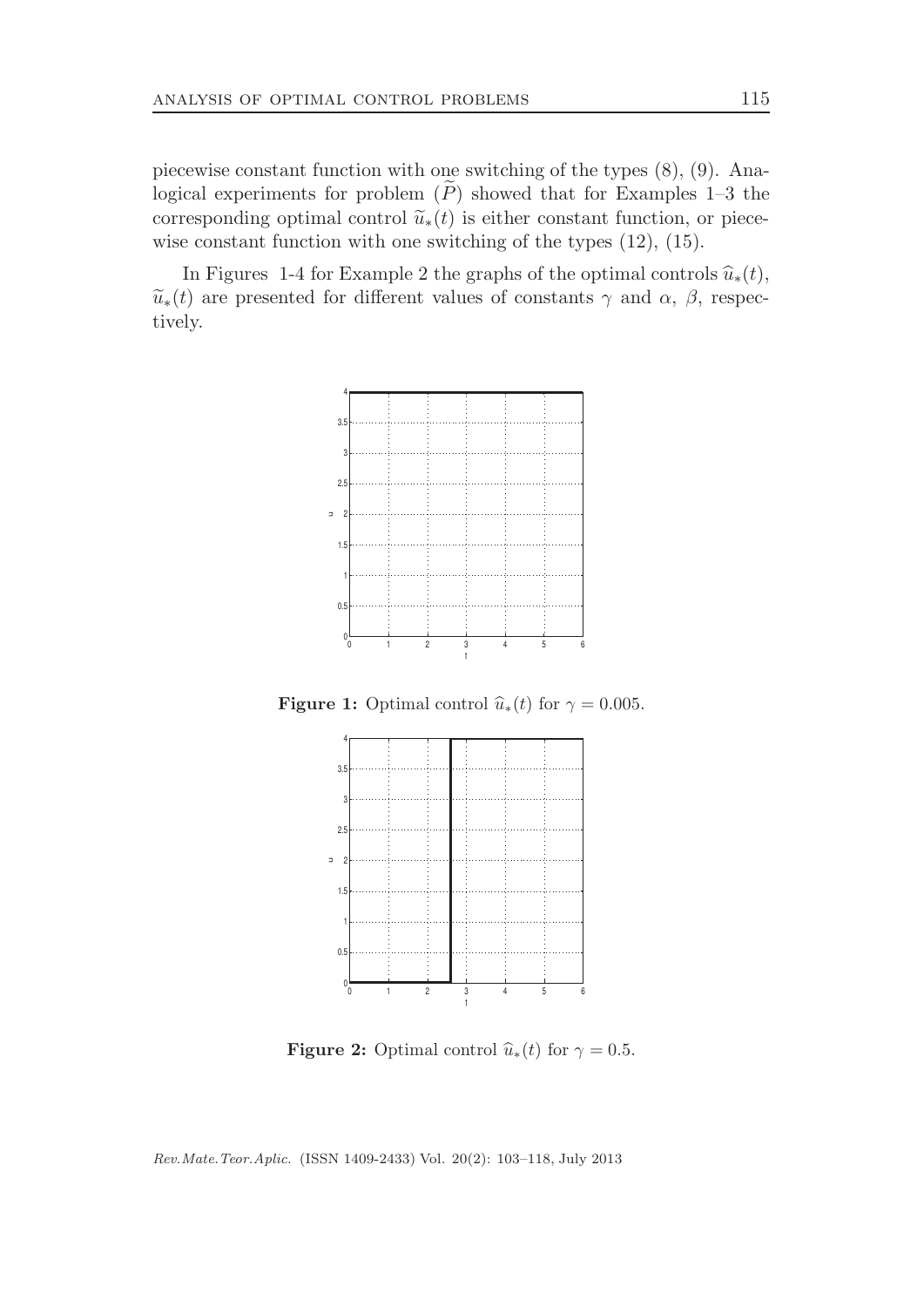piecewise constant function with one switching of the types (8), (9). Analogical experiments for problem $(\widetilde{P})$ showed that for Examples 1–3 the corresponding optimal control $\widetilde{u}_*(t)$ is either constant function, or piecewise constant function with one switching of the types (12), (15).

In Figures 1-4 for Example 2 the graphs of the optimal controls $\widehat{u}_*(t)$, $\widetilde{u}_*(t)$ are presented for different values of constants $\gamma$ and $\alpha$, $\beta$, respectively.

**Figure 1:** Optimal control $\widehat{u}_*(t)$ for $\gamma = 0.005$.

**Figure 2:** Optimal control $\widehat{u}_*(t)$ for $\gamma = 0.5$.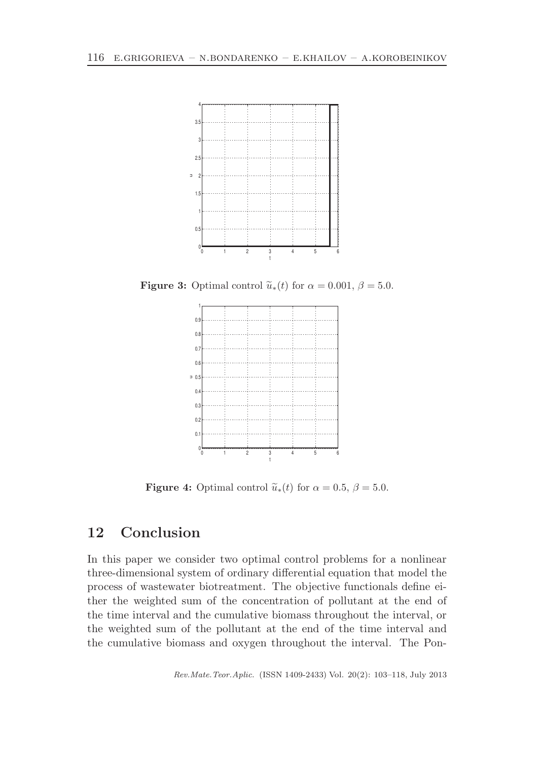**Figure 3:** Optimal control $\widetilde{u}_*(t)$ for $\alpha = 0.001$, $\beta = 5.0$.

**Figure 4:** Optimal control $\widetilde{u}_*(t)$ for $\alpha = 0.5$, $\beta = 5.0$.

## 12 Conclusion

In this paper we consider two optimal control problems for a nonlinear three-dimensional system of ordinary differential equation that model the process of wastewater biotreatment. The objective functionals define either the weighted sum of the concentration of pollutant at the end of the time interval and the cumulative biomass throughout the interval, or the weighted sum of the pollutant at the end of the time interval and the cumulative biomass and oxygen throughout the interval. The Pon-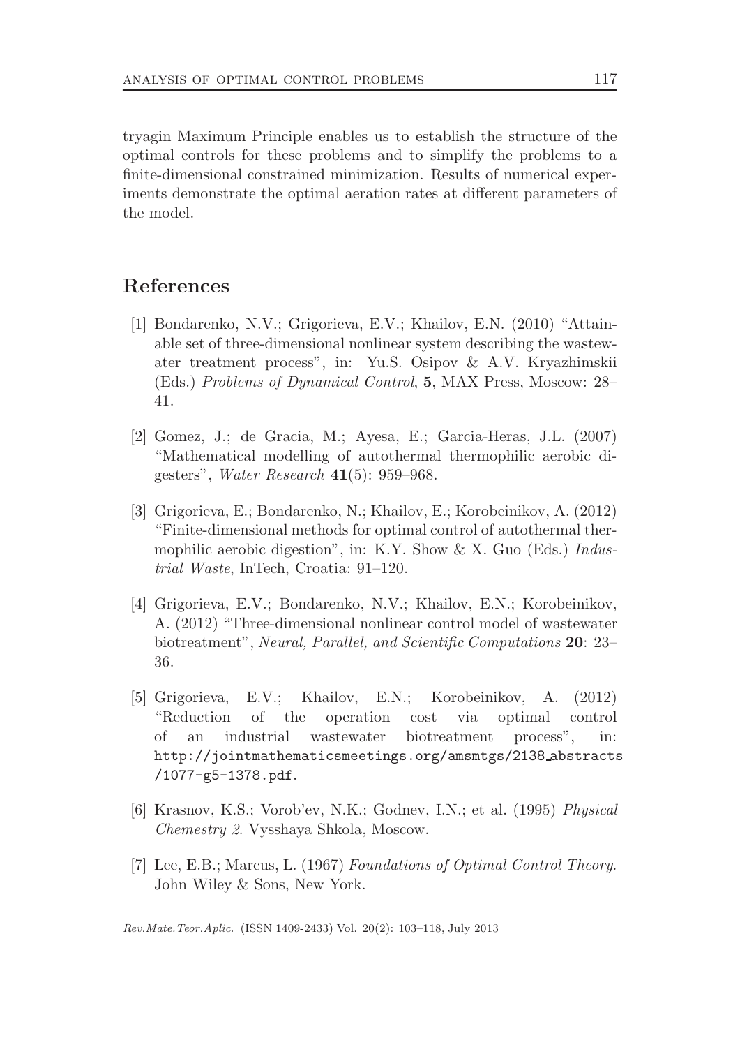tryagin Maximum Principle enables us to establish the structure of the optimal controls for these problems and to simplify the problems to a finite-dimensional constrained minimization. Results of numerical experiments demonstrate the optimal aeration rates at different parameters of the model.

## References

[1] Bondarenko, N.V.; Grigorieva, E.V.; Khailov, E.N. (2010) "Attainable set of three-dimensional nonlinear system describing the wastewater treatment process", in: Yu.S. Osipov & A.V. Kryazhimskii (Eds.) *Problems of Dynamical Control*, **5**, MAX Press, Moscow: 28–41.

[2] Gomez, J.; de Gracia, M.; Ayesa, E.; Garcia-Heras, J.L. (2007) "Mathematical modelling of autothermal thermophilic aerobic digesters", *Water Research* **41**(5): 959–968.

[3] Grigorieva, E.; Bondarenko, N.; Khailov, E.; Korobeinikov, A. (2012) "Finite-dimensional methods for optimal control of autothermal thermophilic aerobic digestion", in: K.Y. Show & X. Guo (Eds.) *Industrial Waste*, InTech, Croatia: 91–120.

[4] Grigorieva, E.V.; Bondarenko, N.V.; Khailov, E.N.; Korobeinikov, A. (2012) "Three-dimensional nonlinear control model of wastewater biotreatment", *Neural, Parallel, and Scientific Computations* **20**: 23–36.

[5] Grigorieva, E.V.; Khailov, E.N.; Korobeinikov, A. (2012) "Reduction of the operation cost via optimal control of an industrial wastewater biotreatment process", in: `http://jointmathematicsmeetings.org/amsmtgs/2138_abstracts/1077-g5-1378.pdf`.

[6] Krasnov, K.S.; Vorob'ev, N.K.; Godnev, I.N.; et al. (1995) *Physical Chemestry 2*. Vysshaya Shkola, Moscow.

[7] Lee, E.B.; Marcus, L. (1967) *Foundations of Optimal Control Theory*. John Wiley & Sons, New York.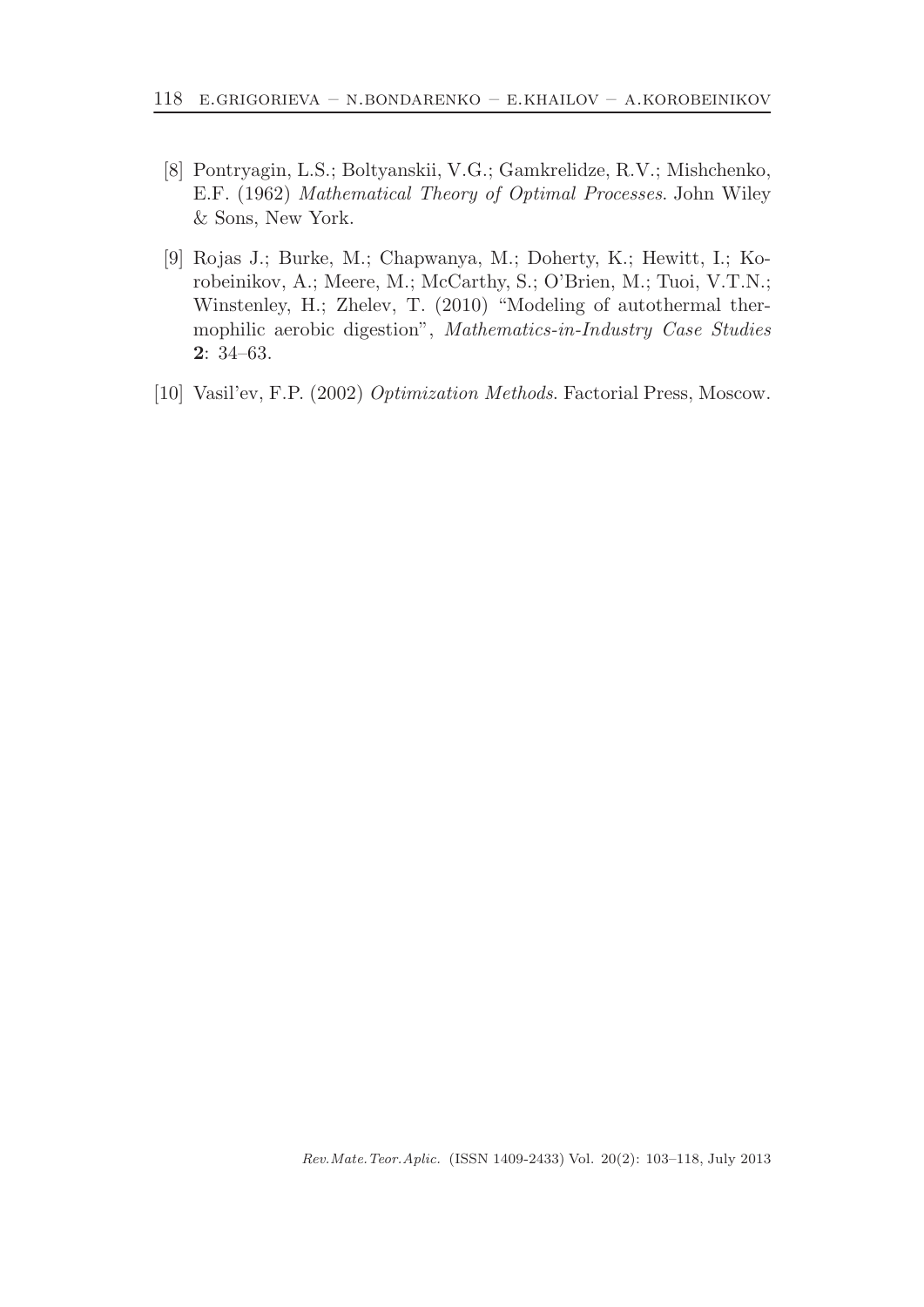[8] Pontryagin, L.S.; Boltyanskii, V.G.; Gamkrelidze, R.V.; Mishchenko, E.F. (1962) *Mathematical Theory of Optimal Processes*. John Wiley & Sons, New York.

[9] Rojas J.; Burke, M.; Chapwanya, M.; Doherty, K.; Hewitt, I.; Korobeinikov, A.; Meere, M.; McCarthy, S.; O'Brien, M.; Tuoi, V.T.N.; Winstenley, H.; Zhelev, T. (2010) "Modeling of autothermal thermophilic aerobic digestion", *Mathematics-in-Industry Case Studies* **2**: 34–63.

[10] Vasil'ev, F.P. (2002) *Optimization Methods*. Factorial Press, Moscow.